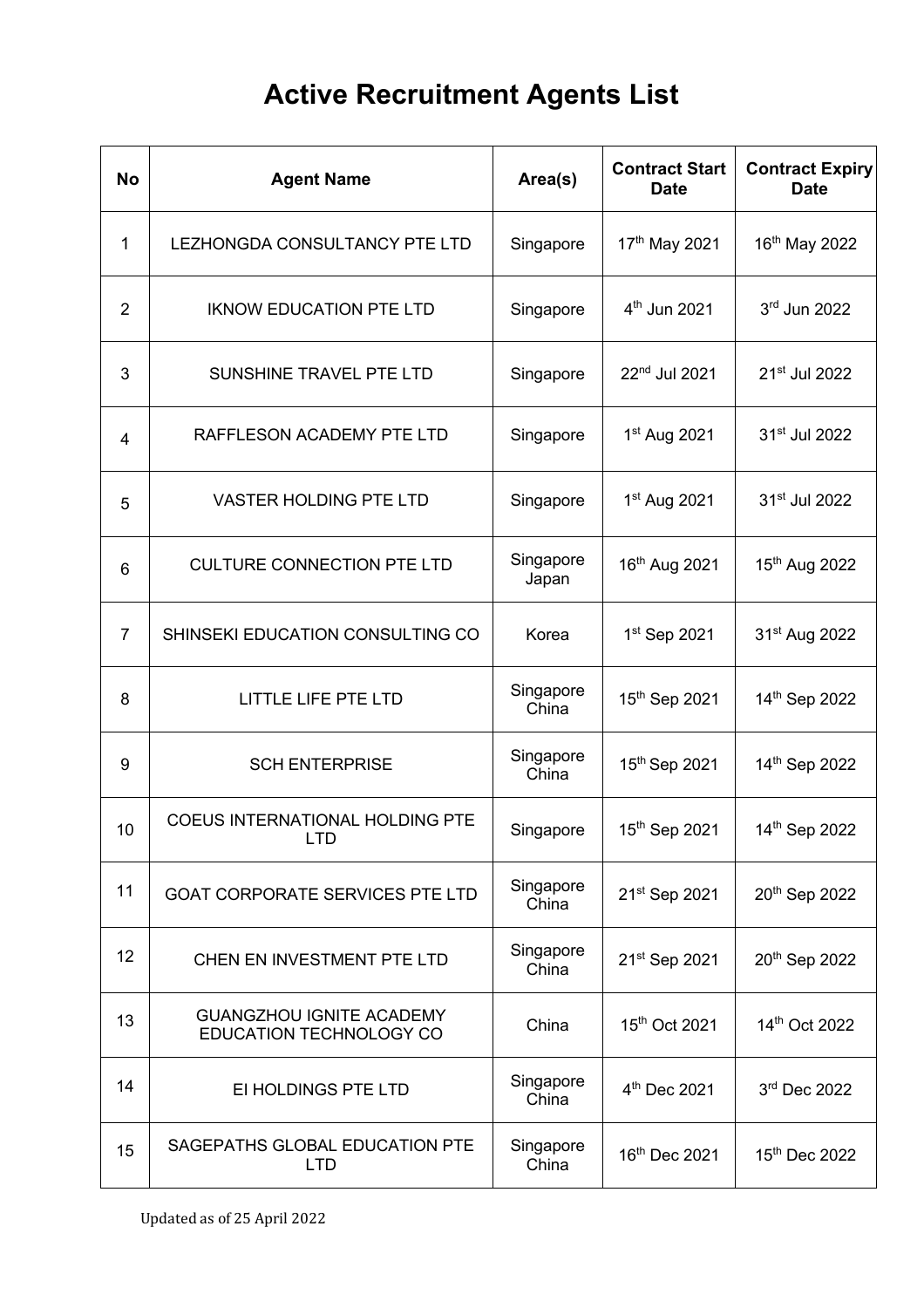# Active Recruitment Agents List

| No | Agent Name | Area(s) | Contract Start Date | Contract Expiry Date |
|---|---|---|---|---|
| 1 | LEZHONGDA CONSULTANCY PTE LTD | Singapore | 17th May 2021 | 16th May 2022 |
| 2 | IKNOW EDUCATION PTE LTD | Singapore | 4th Jun 2021 | 3rd Jun 2022 |
| 3 | SUNSHINE TRAVEL PTE LTD | Singapore | 22nd Jul 2021 | 21st Jul 2022 |
| 4 | RAFFLESON ACADEMY PTE LTD | Singapore | 1st Aug 2021 | 31st Jul 2022 |
| 5 | VASTER HOLDING PTE LTD | Singapore | 1st Aug 2021 | 31st Jul 2022 |
| 6 | CULTURE CONNECTION PTE LTD | Singapore Japan | 16th Aug 2021 | 15th Aug 2022 |
| 7 | SHINSEKI EDUCATION CONSULTING CO | Korea | 1st Sep 2021 | 31st Aug 2022 |
| 8 | LITTLE LIFE PTE LTD | Singapore China | 15th Sep 2021 | 14th Sep 2022 |
| 9 | SCH ENTERPRISE | Singapore China | 15th Sep 2021 | 14th Sep 2022 |
| 10 | COEUS INTERNATIONAL HOLDING PTE LTD | Singapore | 15th Sep 2021 | 14th Sep 2022 |
| 11 | GOAT CORPORATE SERVICES PTE LTD | Singapore China | 21st Sep 2021 | 20th Sep 2022 |
| 12 | CHEN EN INVESTMENT PTE LTD | Singapore China | 21st Sep 2021 | 20th Sep 2022 |
| 13 | GUANGZHOU IGNITE ACADEMY EDUCATION TECHNOLOGY CO | China | 15th Oct 2021 | 14th Oct 2022 |
| 14 | EI HOLDINGS PTE LTD | Singapore China | 4th Dec 2021 | 3rd Dec 2022 |
| 15 | SAGEPATHS GLOBAL EDUCATION PTE LTD | Singapore China | 16th Dec 2021 | 15th Dec 2022 |

Updated as of 25 April 2022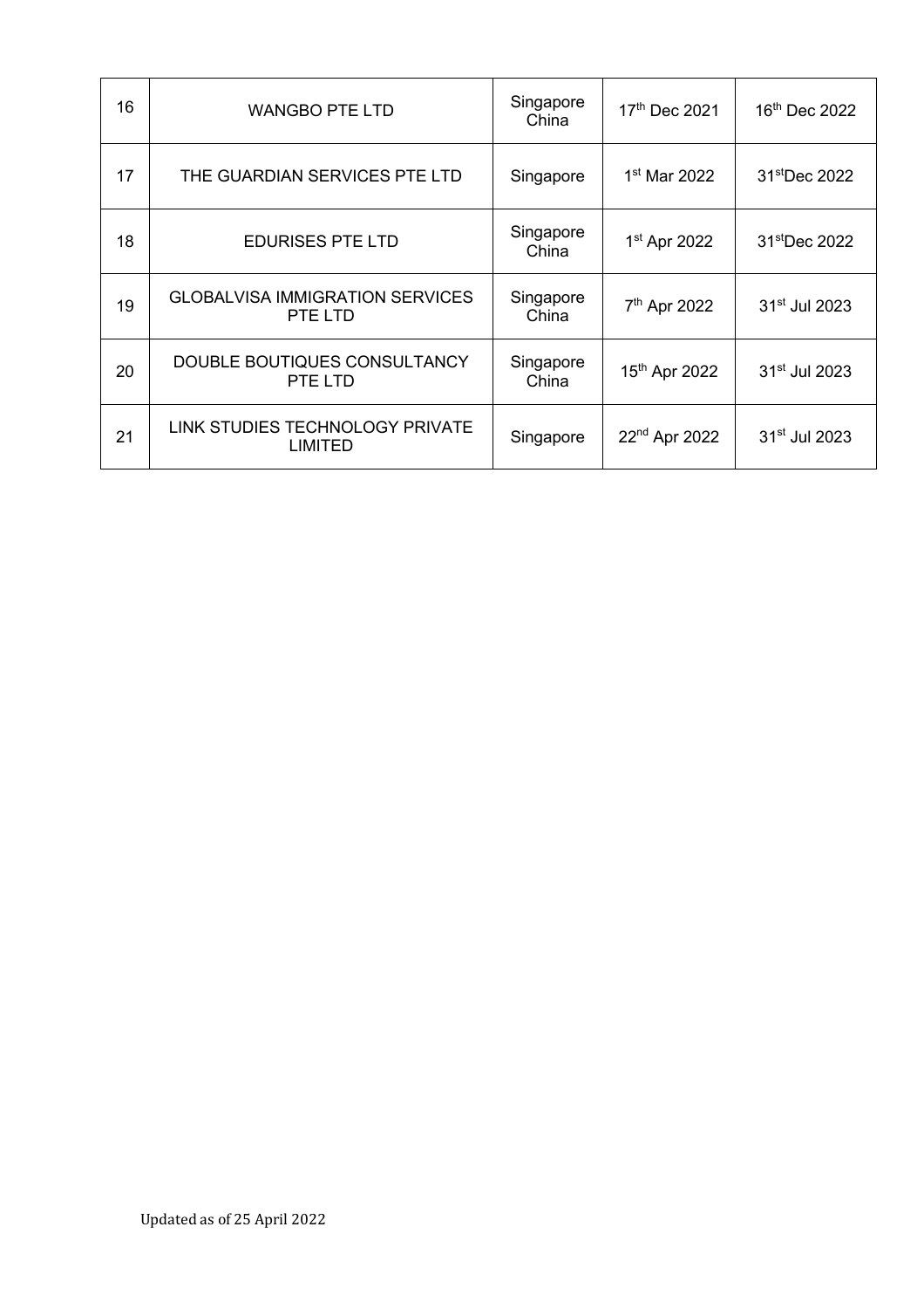| | | | | |
|---|---|---|---|---|
| 16 | WANGBO PTE LTD | Singapore China | 17th Dec 2021 | 16th Dec 2022 |
| 17 | THE GUARDIAN SERVICES PTE LTD | Singapore | 1st Mar 2022 | 31stDec 2022 |
| 18 | EDURISES PTE LTD | Singapore China | 1st Apr 2022 | 31stDec 2022 |
| 19 | GLOBALVISA IMMIGRATION SERVICES PTE LTD | Singapore China | 7th Apr 2022 | 31st Jul 2023 |
| 20 | DOUBLE BOUTIQUES CONSULTANCY PTE LTD | Singapore China | 15th Apr 2022 | 31st Jul 2023 |
| 21 | LINK STUDIES TECHNOLOGY PRIVATE LIMITED | Singapore | 22nd Apr 2022 | 31st Jul 2023 |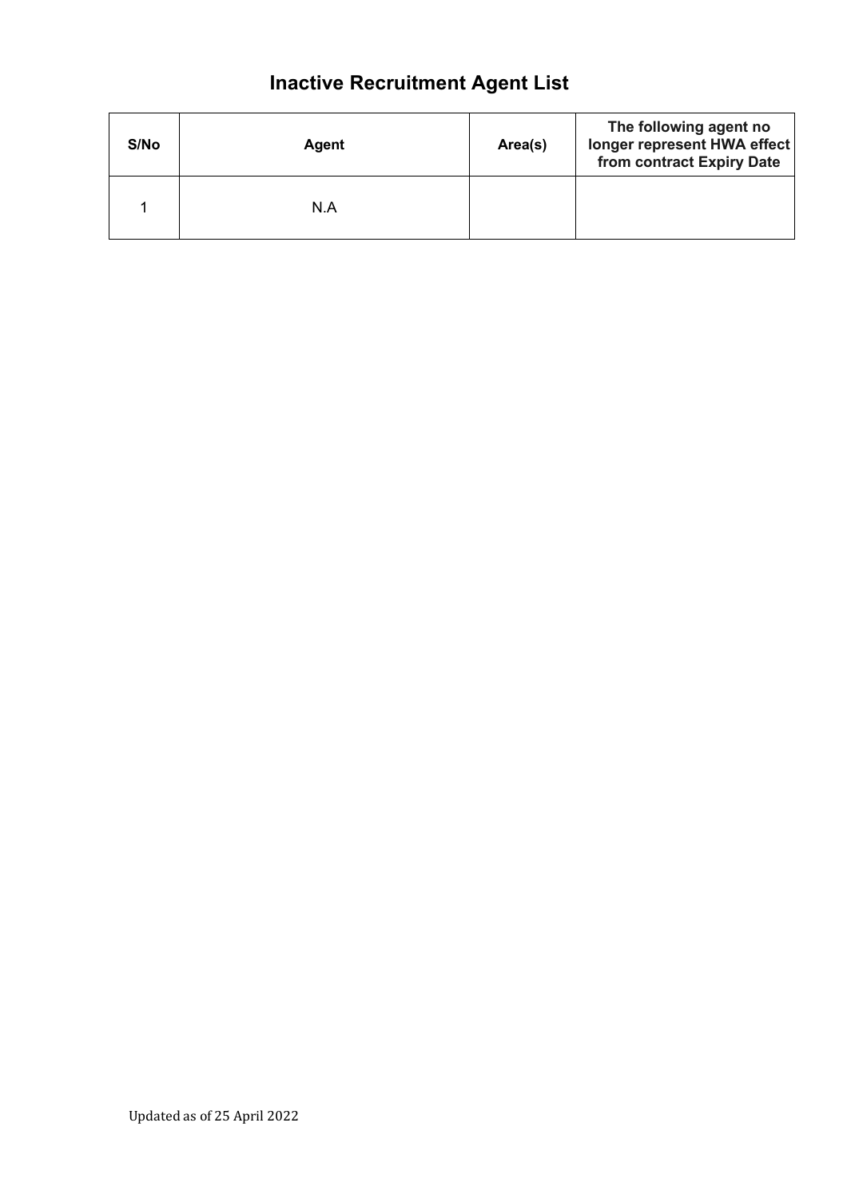# Inactive Recruitment Agent List

| S/No | Agent | Area(s) | The following agent no longer represent HWA effect from contract Expiry Date |
|---|---|---|---|
| 1 | N.A | | |

Updated as of 25 April 2022